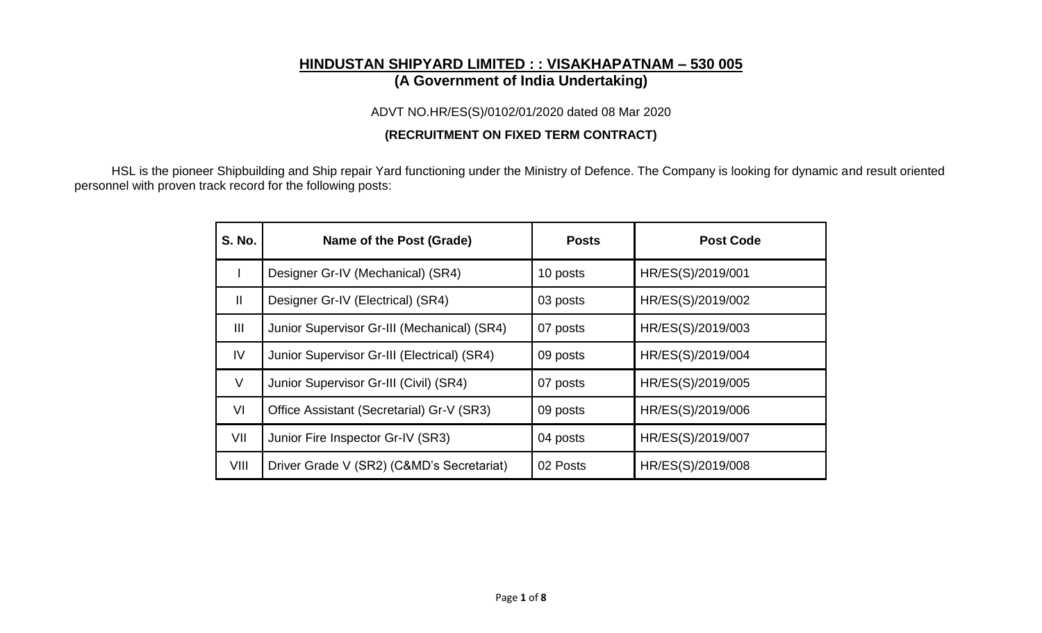# HINDUSTAN SHIPYARD LIMITED : : VISAKHAPATNAM – 530 005
## (A Government of India Undertaking)

ADVT NO.HR/ES(S)/0102/01/2020 dated 08 Mar 2020

**(RECRUITMENT ON FIXED TERM CONTRACT)**

HSL is the pioneer Shipbuilding and Ship repair Yard functioning under the Ministry of Defence. The Company is looking for dynamic and result oriented personnel with proven track record for the following posts:

| S. No. | Name of the Post (Grade) | Posts | Post Code |
|---|---|---|---|
| I | Designer Gr-IV (Mechanical) (SR4) | 10 posts | HR/ES(S)/2019/001 |
| II | Designer Gr-IV (Electrical) (SR4) | 03 posts | HR/ES(S)/2019/002 |
| III | Junior Supervisor Gr-III (Mechanical) (SR4) | 07 posts | HR/ES(S)/2019/003 |
| IV | Junior Supervisor Gr-III (Electrical) (SR4) | 09 posts | HR/ES(S)/2019/004 |
| V | Junior Supervisor Gr-III (Civil) (SR4) | 07 posts | HR/ES(S)/2019/005 |
| VI | Office Assistant (Secretarial) Gr-V (SR3) | 09 posts | HR/ES(S)/2019/006 |
| VII | Junior Fire Inspector Gr-IV (SR3) | 04 posts | HR/ES(S)/2019/007 |
| VIII | Driver Grade V (SR2) (C&MD's Secretariat) | 02 Posts | HR/ES(S)/2019/008 |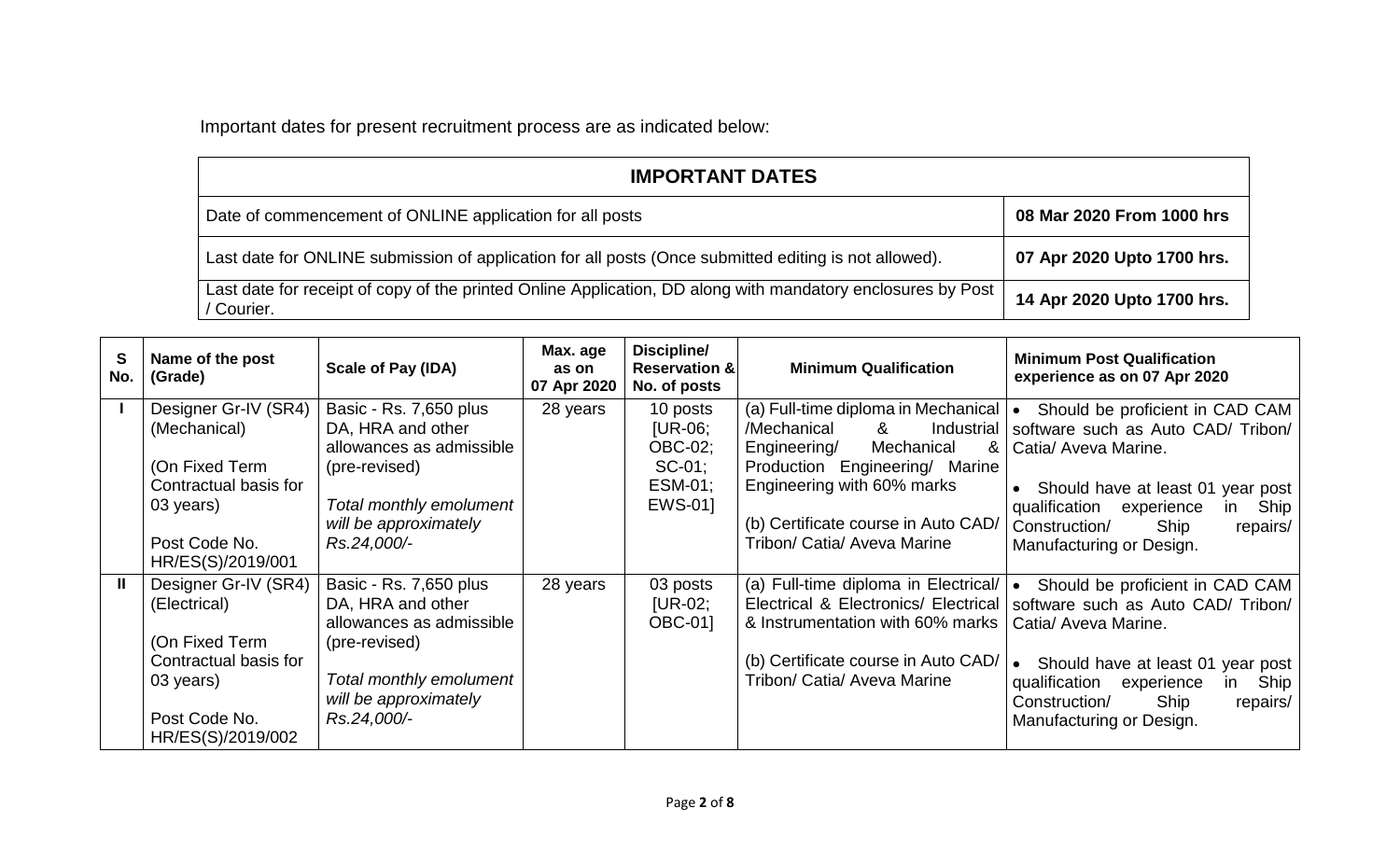Important dates for present recruitment process are as indicated below:

| IMPORTANT DATES | |
|---|---|
| Date of commencement of ONLINE application for all posts | **08 Mar 2020 From 1000 hrs** |
| Last date for ONLINE submission of application for all posts (Once submitted editing is not allowed). | **07 Apr 2020 Upto 1700 hrs.** |
| Last date for receipt of copy of the printed Online Application, DD along with mandatory enclosures by Post / Courier. | **14 Apr 2020 Upto 1700 hrs.** |

| S No. | Name of the post (Grade) | Scale of Pay (IDA) | Max. age as on 07 Apr 2020 | Discipline/ Reservation & No. of posts | Minimum Qualification | Minimum Post Qualification experience as on 07 Apr 2020 |
|---|---|---|---|---|---|---|
| I | Designer Gr-IV (SR4) (Mechanical)<br><br>(On Fixed Term Contractual basis for 03 years)<br><br>Post Code No. HR/ES(S)/2019/001 | Basic - Rs. 7,650 plus DA, HRA and other allowances as admissible (pre-revised)<br><br>*Total monthly emolument will be approximately Rs.24,000/-* | 28 years | 10 posts [UR-06; OBC-02; SC-01; ESM-01; EWS-01] | (a) Full-time diploma in Mechanical /Mechanical & Industrial Engineering/ Mechanical & Production Engineering/ Marine Engineering with 60% marks<br><br>(b) Certificate course in Auto CAD/ Tribon/ Catia/ Aveva Marine | • Should be proficient in CAD CAM software such as Auto CAD/ Tribon/ Catia/ Aveva Marine.<br><br>• Should have at least 01 year post qualification experience in Ship Construction/ Ship repairs/ Manufacturing or Design. |
| II | Designer Gr-IV (SR4) (Electrical)<br><br>(On Fixed Term Contractual basis for 03 years)<br><br>Post Code No. HR/ES(S)/2019/002 | Basic - Rs. 7,650 plus DA, HRA and other allowances as admissible (pre-revised)<br><br>*Total monthly emolument will be approximately Rs.24,000/-* | 28 years | 03 posts [UR-02; OBC-01] | (a) Full-time diploma in Electrical/ Electrical & Electronics/ Electrical & Instrumentation with 60% marks<br><br>(b) Certificate course in Auto CAD/ Tribon/ Catia/ Aveva Marine | • Should be proficient in CAD CAM software such as Auto CAD/ Tribon/ Catia/ Aveva Marine.<br><br>• Should have at least 01 year post qualification experience in Ship Construction/ Ship repairs/ Manufacturing or Design. |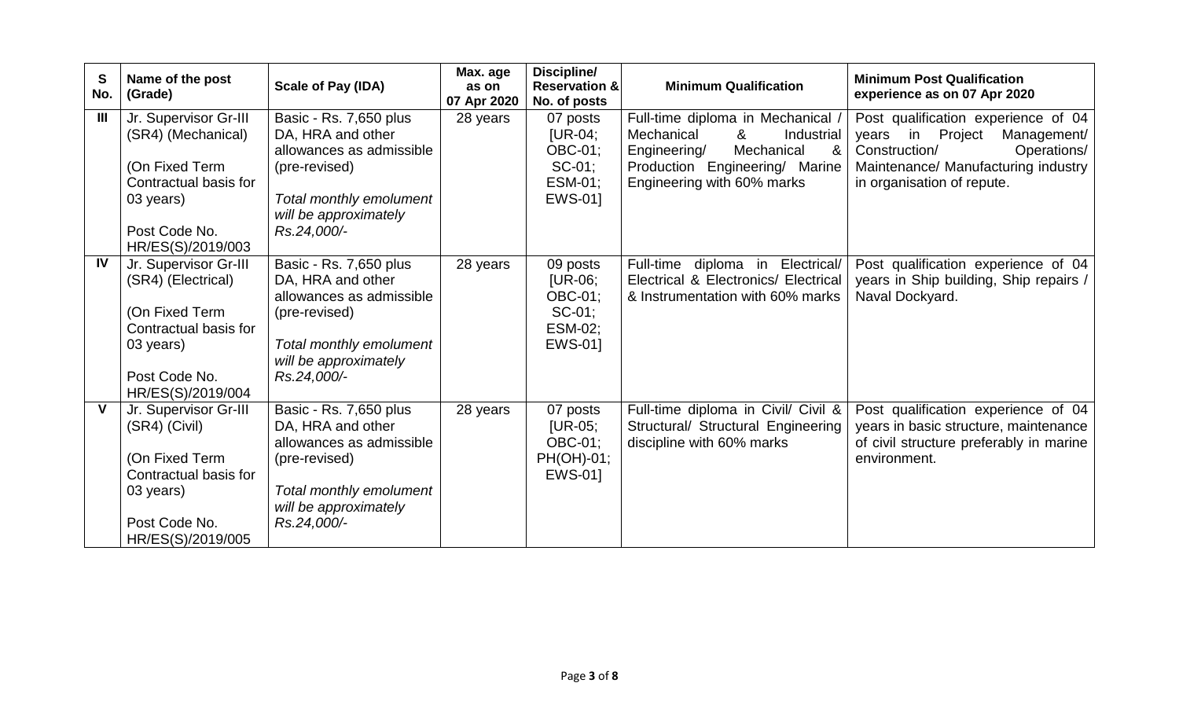| S No. | Name of the post (Grade) | Scale of Pay (IDA) | Max. age as on 07 Apr 2020 | Discipline/ Reservation & No. of posts | Minimum Qualification | Minimum Post Qualification experience as on 07 Apr 2020 |
|---|---|---|---|---|---|---|
| III | Jr. Supervisor Gr-III (SR4) (Mechanical)<br><br>(On Fixed Term Contractual basis for 03 years)<br><br>Post Code No. HR/ES(S)/2019/003 | Basic - Rs. 7,650 plus DA, HRA and other allowances as admissible (pre-revised)<br><br>*Total monthly emolument will be approximately Rs.24,000/-* | 28 years | 07 posts [UR-04; OBC-01; SC-01; ESM-01; EWS-01] | Full-time diploma in Mechanical / Mechanical & Industrial Engineering/ Mechanical & Production Engineering/ Marine Engineering with 60% marks | Post qualification experience of 04 years in Project Management/ Construction/ Operations/ Maintenance/ Manufacturing industry in organisation of repute. |
| IV | Jr. Supervisor Gr-III (SR4) (Electrical)<br><br>(On Fixed Term Contractual basis for 03 years)<br><br>Post Code No. HR/ES(S)/2019/004 | Basic - Rs. 7,650 plus DA, HRA and other allowances as admissible (pre-revised)<br><br>*Total monthly emolument will be approximately Rs.24,000/-* | 28 years | 09 posts [UR-06; OBC-01; SC-01; ESM-02; EWS-01] | Full-time diploma in Electrical/ Electrical & Electronics/ Electrical & Instrumentation with 60% marks | Post qualification experience of 04 years in Ship building, Ship repairs / Naval Dockyard. |
| V | Jr. Supervisor Gr-III (SR4) (Civil)<br><br>(On Fixed Term Contractual basis for 03 years)<br><br>Post Code No. HR/ES(S)/2019/005 | Basic - Rs. 7,650 plus DA, HRA and other allowances as admissible (pre-revised)<br><br>*Total monthly emolument will be approximately Rs.24,000/-* | 28 years | 07 posts [UR-05; OBC-01; PH(OH)-01; EWS-01] | Full-time diploma in Civil/ Civil & Structural/ Structural Engineering discipline with 60% marks | Post qualification experience of 04 years in basic structure, maintenance of civil structure preferably in marine environment. |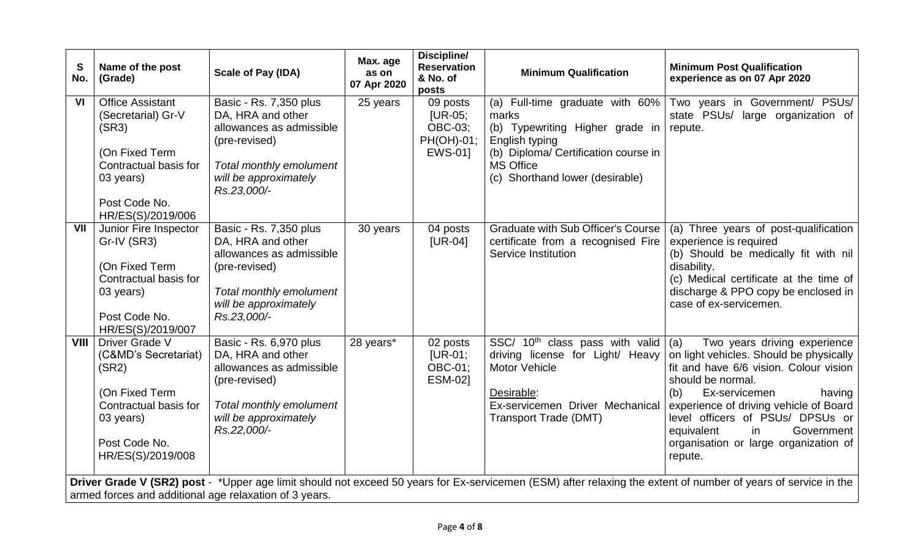| S No. | Name of the post (Grade) | Scale of Pay (IDA) | Max. age as on 07 Apr 2020 | Discipline/ Reservation & No. of posts | Minimum Qualification | Minimum Post Qualification experience as on 07 Apr 2020 |
|---|---|---|---|---|---|---|
| VI | Office Assistant (Secretarial) Gr-V (SR3)<br><br>(On Fixed Term Contractual basis for 03 years)<br><br>Post Code No. HR/ES(S)/2019/006 | Basic - Rs. 7,350 plus DA, HRA and other allowances as admissible (pre-revised)<br><br>*Total monthly emolument will be approximately Rs.23,000/-* | 25 years | 09 posts [UR-05; OBC-03; PH(OH)-01; EWS-01] | (a) Full-time graduate with 60% marks<br>(b) Typewriting Higher grade in English typing<br>(b) Diploma/ Certification course in MS Office<br>(c) Shorthand lower (desirable) | Two years in Government/ PSUs/ state PSUs/ large organization of repute. |
| VII | Junior Fire Inspector Gr-IV (SR3)<br><br>(On Fixed Term Contractual basis for 03 years)<br><br>Post Code No. HR/ES(S)/2019/007 | Basic - Rs. 7,350 plus DA, HRA and other allowances as admissible (pre-revised)<br><br>*Total monthly emolument will be approximately Rs.23,000/-* | 30 years | 04 posts [UR-04] | Graduate with Sub Officer's Course certificate from a recognised Fire Service Institution | (a) Three years of post-qualification experience is required<br>(b) Should be medically fit with nil disability.<br>(c) Medical certificate at the time of discharge & PPO copy be enclosed in case of ex-servicemen. |
| VIII | Driver Grade V (C&MD's Secretariat) (SR2)<br><br>(On Fixed Term Contractual basis for 03 years)<br><br>Post Code No. HR/ES(S)/2019/008 | Basic - Rs. 6,970 plus DA, HRA and other allowances as admissible (pre-revised)<br><br>*Total monthly emolument will be approximately Rs.22,000/-* | 28 years* | 02 posts [UR-01; OBC-01; ESM-02] | SSC/ 10th class pass with valid driving license for Light/ Heavy Motor Vehicle<br><br>Desirable:<br>Ex-servicemen Driver Mechanical Transport Trade (DMT) | (a) Two years driving experience on light vehicles. Should be physically fit and have 6/6 vision. Colour vision should be normal.<br>(b) Ex-servicemen having experience of driving vehicle of Board level officers of PSUs/ DPSUs or equivalent in Government organisation or large organization of repute. |

**Driver Grade V (SR2) post** - *Upper age limit should not exceed 50 years for Ex-servicemen (ESM) after relaxing the extent of number of years of service in the armed forces and additional age relaxation of 3 years.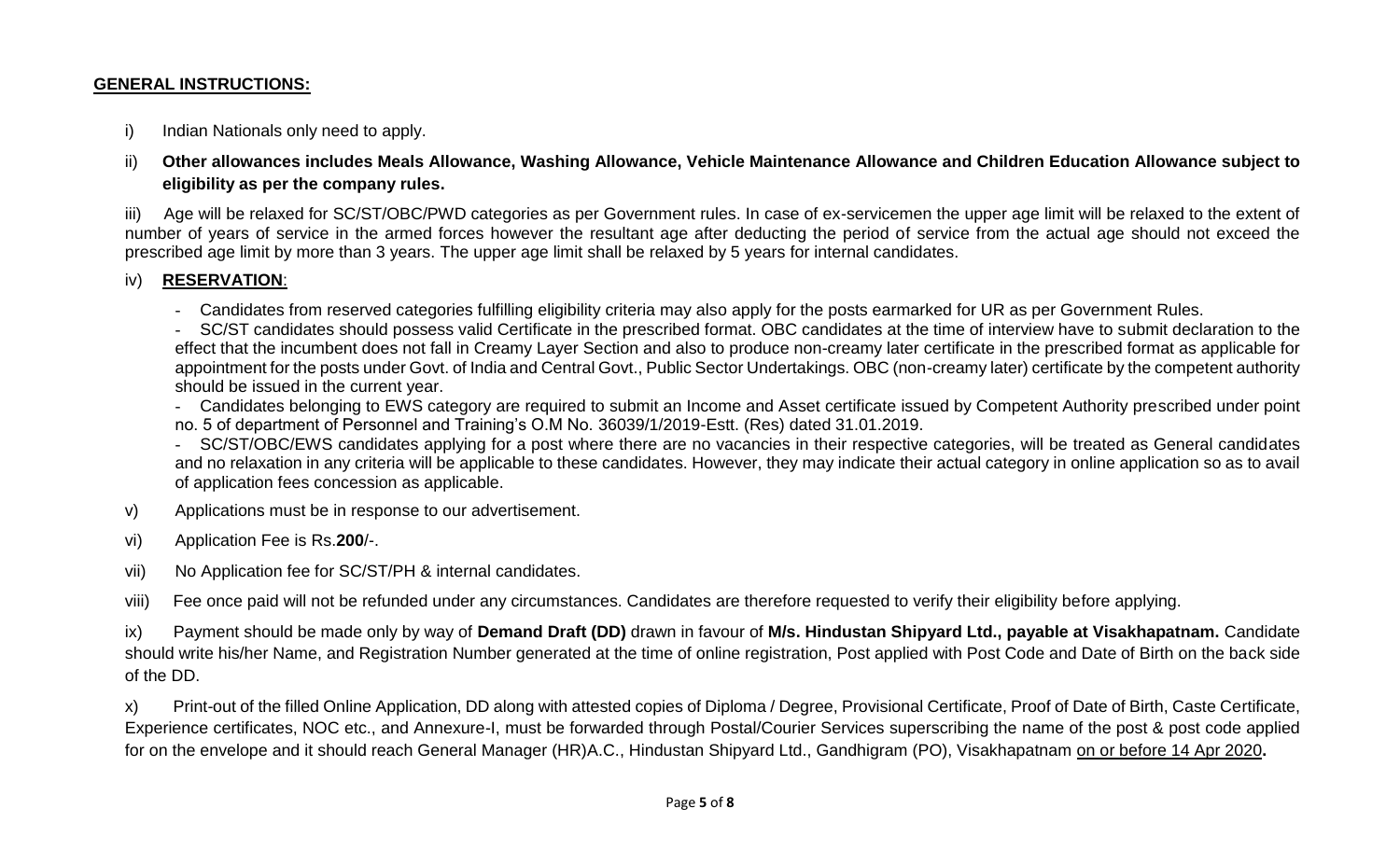**GENERAL INSTRUCTIONS:**

i) Indian Nationals only need to apply.

ii) **Other allowances includes Meals Allowance, Washing Allowance, Vehicle Maintenance Allowance and Children Education Allowance subject to eligibility as per the company rules.**

iii) Age will be relaxed for SC/ST/OBC/PWD categories as per Government rules. In case of ex-servicemen the upper age limit will be relaxed to the extent of number of years of service in the armed forces however the resultant age after deducting the period of service from the actual age should not exceed the prescribed age limit by more than 3 years. The upper age limit shall be relaxed by 5 years for internal candidates.

iv) **RESERVATION**:

- Candidates from reserved categories fulfilling eligibility criteria may also apply for the posts earmarked for UR as per Government Rules.
- SC/ST candidates should possess valid Certificate in the prescribed format. OBC candidates at the time of interview have to submit declaration to the effect that the incumbent does not fall in Creamy Layer Section and also to produce non-creamy later certificate in the prescribed format as applicable for appointment for the posts under Govt. of India and Central Govt., Public Sector Undertakings. OBC (non-creamy later) certificate by the competent authority should be issued in the current year.
- Candidates belonging to EWS category are required to submit an Income and Asset certificate issued by Competent Authority prescribed under point no. 5 of department of Personnel and Training's O.M No. 36039/1/2019-Estt. (Res) dated 31.01.2019.
- SC/ST/OBC/EWS candidates applying for a post where there are no vacancies in their respective categories, will be treated as General candidates and no relaxation in any criteria will be applicable to these candidates. However, they may indicate their actual category in online application so as to avail of application fees concession as applicable.

v) Applications must be in response to our advertisement.

vi) Application Fee is Rs.**200**/-.

vii) No Application fee for SC/ST/PH & internal candidates.

viii) Fee once paid will not be refunded under any circumstances. Candidates are therefore requested to verify their eligibility before applying.

ix) Payment should be made only by way of **Demand Draft (DD)** drawn in favour of **M/s. Hindustan Shipyard Ltd., payable at Visakhapatnam.** Candidate should write his/her Name, and Registration Number generated at the time of online registration, Post applied with Post Code and Date of Birth on the back side of the DD.

x) Print-out of the filled Online Application, DD along with attested copies of Diploma / Degree, Provisional Certificate, Proof of Date of Birth, Caste Certificate, Experience certificates, NOC etc., and Annexure-I, must be forwarded through Postal/Courier Services superscribing the name of the post & post code applied for on the envelope and it should reach General Manager (HR)A.C., Hindustan Shipyard Ltd., Gandhigram (PO), Visakhapatnam on or before 14 Apr 2020**.**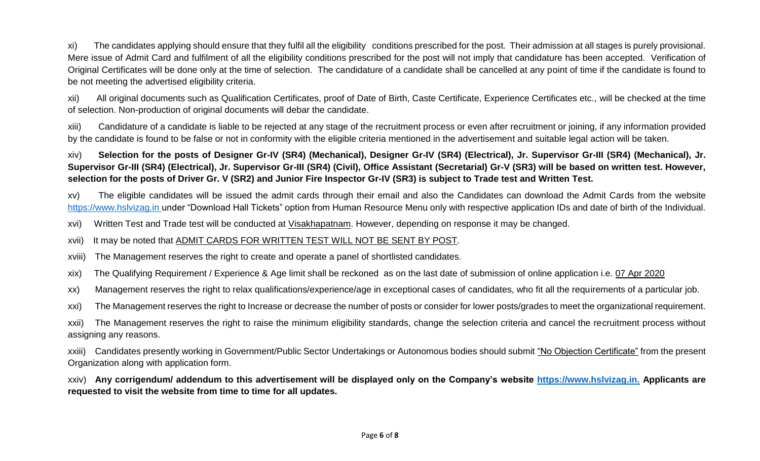xi) The candidates applying should ensure that they fulfil all the eligibility conditions prescribed for the post. Their admission at all stages is purely provisional. Mere issue of Admit Card and fulfilment of all the eligibility conditions prescribed for the post will not imply that candidature has been accepted. Verification of Original Certificates will be done only at the time of selection. The candidature of a candidate shall be cancelled at any point of time if the candidate is found to be not meeting the advertised eligibility criteria.

xii) All original documents such as Qualification Certificates, proof of Date of Birth, Caste Certificate, Experience Certificates etc., will be checked at the time of selection. Non-production of original documents will debar the candidate.

xiii) Candidature of a candidate is liable to be rejected at any stage of the recruitment process or even after recruitment or joining, if any information provided by the candidate is found to be false or not in conformity with the eligible criteria mentioned in the advertisement and suitable legal action will be taken.

xiv) **Selection for the posts of Designer Gr-IV (SR4) (Mechanical), Designer Gr-IV (SR4) (Electrical), Jr. Supervisor Gr-III (SR4) (Mechanical), Jr. Supervisor Gr-III (SR4) (Electrical), Jr. Supervisor Gr-III (SR4) (Civil), Office Assistant (Secretarial) Gr-V (SR3) will be based on written test. However, selection for the posts of Driver Gr. V (SR2) and Junior Fire Inspector Gr-IV (SR3) is subject to Trade test and Written Test.**

xv) The eligible candidates will be issued the admit cards through their email and also the Candidates can download the Admit Cards from the website https://www.hslvizag.in under "Download Hall Tickets" option from Human Resource Menu only with respective application IDs and date of birth of the Individual.

xvi) Written Test and Trade test will be conducted at Visakhapatnam. However, depending on response it may be changed.

xvii) It may be noted that ADMIT CARDS FOR WRITTEN TEST WILL NOT BE SENT BY POST.

xviii) The Management reserves the right to create and operate a panel of shortlisted candidates.

xix) The Qualifying Requirement / Experience & Age limit shall be reckoned as on the last date of submission of online application i.e. 07 Apr 2020

xx) Management reserves the right to relax qualifications/experience/age in exceptional cases of candidates, who fit all the requirements of a particular job.

xxi) The Management reserves the right to Increase or decrease the number of posts or consider for lower posts/grades to meet the organizational requirement.

xxii) The Management reserves the right to raise the minimum eligibility standards, change the selection criteria and cancel the recruitment process without assigning any reasons.

xxiii) Candidates presently working in Government/Public Sector Undertakings or Autonomous bodies should submit "No Objection Certificate" from the present Organization along with application form.

xxiv) **Any corrigendum/ addendum to this advertisement will be displayed only on the Company's website https://www.hslvizag.in. Applicants are requested to visit the website from time to time for all updates.**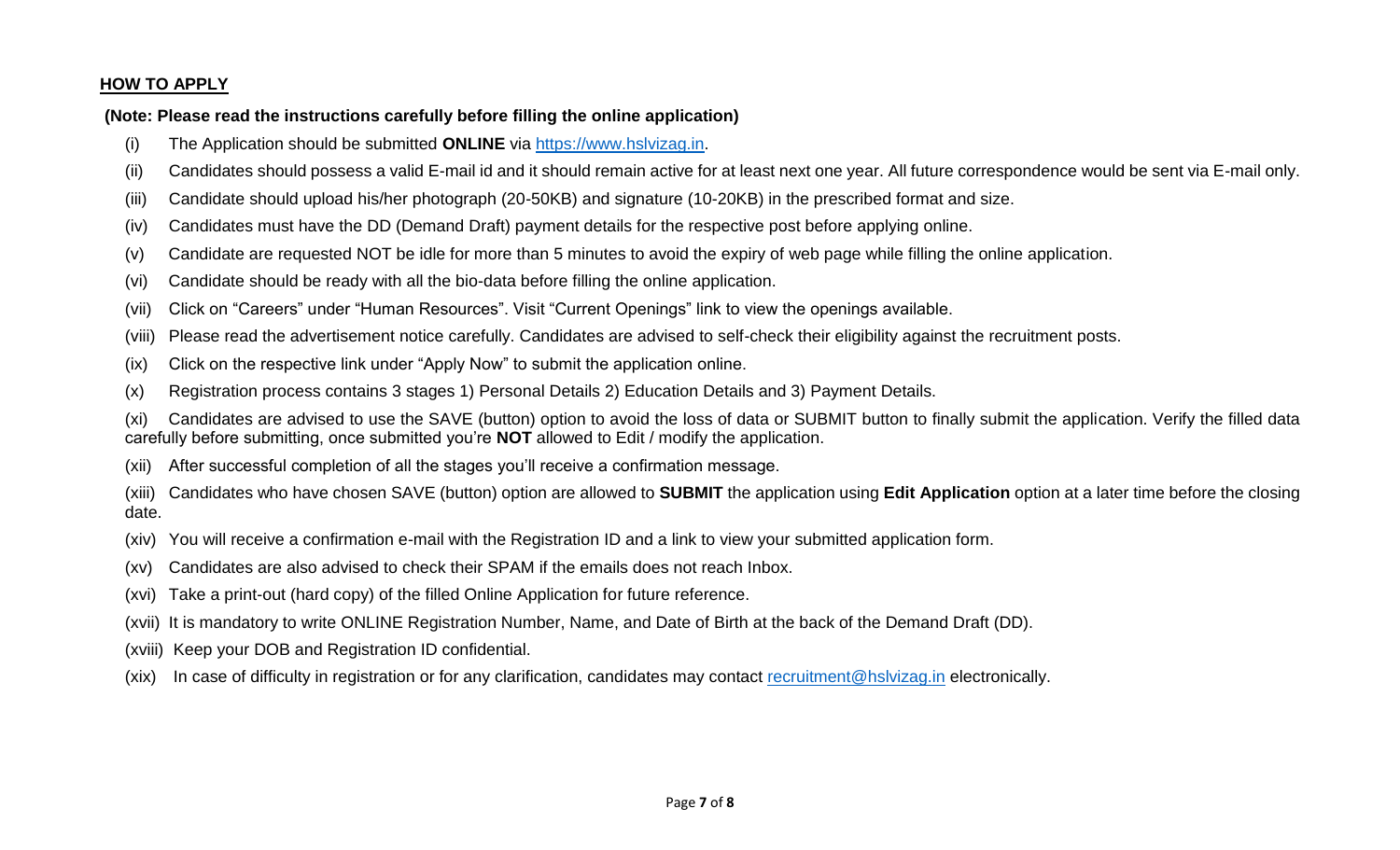## HOW TO APPLY

**(Note: Please read the instructions carefully before filling the online application)**

(i) The Application should be submitted **ONLINE** via https://www.hslvizag.in.

(ii) Candidates should possess a valid E-mail id and it should remain active for at least next one year. All future correspondence would be sent via E-mail only.

(iii) Candidate should upload his/her photograph (20-50KB) and signature (10-20KB) in the prescribed format and size.

(iv) Candidates must have the DD (Demand Draft) payment details for the respective post before applying online.

(v) Candidate are requested NOT be idle for more than 5 minutes to avoid the expiry of web page while filling the online application.

(vi) Candidate should be ready with all the bio-data before filling the online application.

(vii) Click on "Careers" under "Human Resources". Visit "Current Openings" link to view the openings available.

(viii) Please read the advertisement notice carefully. Candidates are advised to self-check their eligibility against the recruitment posts.

(ix) Click on the respective link under "Apply Now" to submit the application online.

(x) Registration process contains 3 stages 1) Personal Details 2) Education Details and 3) Payment Details.

(xi) Candidates are advised to use the SAVE (button) option to avoid the loss of data or SUBMIT button to finally submit the application. Verify the filled data carefully before submitting, once submitted you're **NOT** allowed to Edit / modify the application.

(xii) After successful completion of all the stages you'll receive a confirmation message.

(xiii) Candidates who have chosen SAVE (button) option are allowed to **SUBMIT** the application using **Edit Application** option at a later time before the closing date.

(xiv) You will receive a confirmation e-mail with the Registration ID and a link to view your submitted application form.

(xv) Candidates are also advised to check their SPAM if the emails does not reach Inbox.

(xvi) Take a print-out (hard copy) of the filled Online Application for future reference.

(xvii) It is mandatory to write ONLINE Registration Number, Name, and Date of Birth at the back of the Demand Draft (DD).

(xviii) Keep your DOB and Registration ID confidential.

(xix) In case of difficulty in registration or for any clarification, candidates may contact recruitment@hslvizag.in electronically.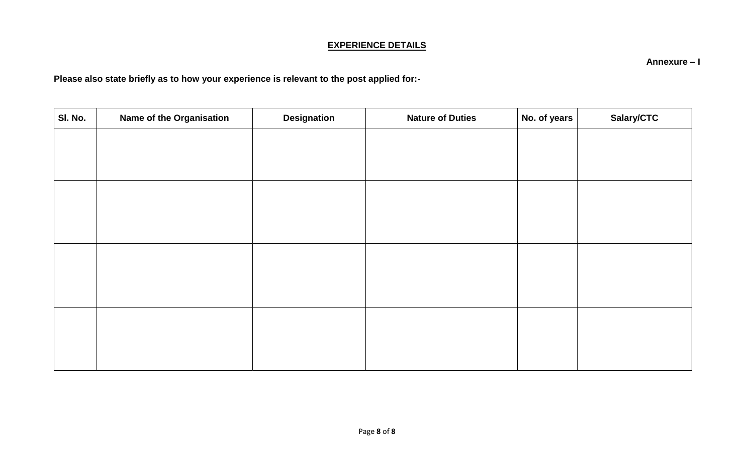## EXPERIENCE DETAILS

**Annexure – I**

**Please also state briefly as to how your experience is relevant to the post applied for:-**

| Sl. No. | Name of the Organisation | Designation | Nature of Duties | No. of years | Salary/CTC |
|---|---|---|---|---|---|
| | | | | | |
| | | | | | |
| | | | | | |
| | | | | | |